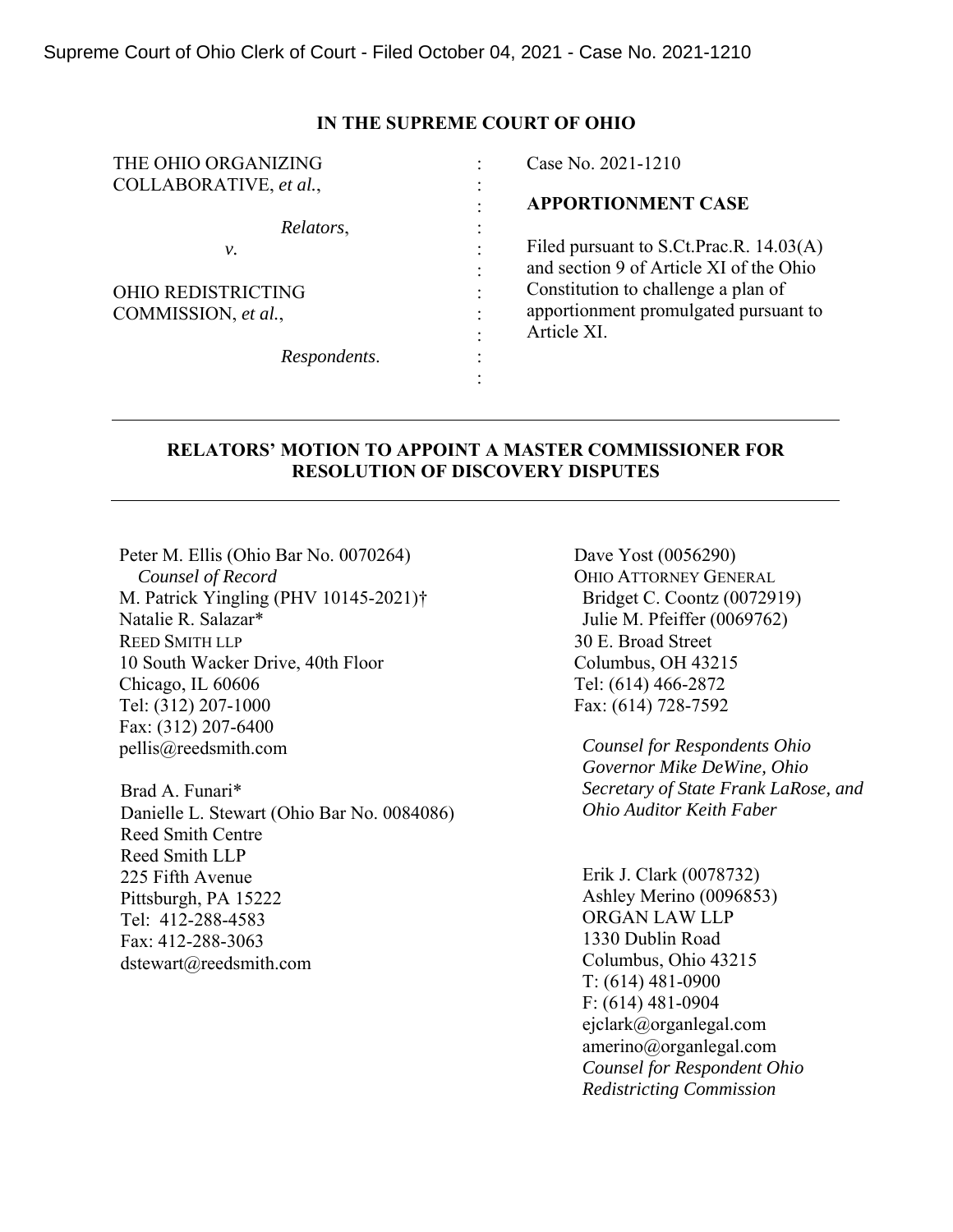Supreme Court of Ohio Clerk of Court - Filed October 04, 2021 - Case No. 2021-1210

**IN THE SUPREME COURT OF OHIO**

| | | |
|---|---|---|
| THE OHIO ORGANIZING COLLABORATIVE, *et al.*, | : | Case No. 2021-1210 |
| | : | **APPORTIONMENT CASE** |
| *Relators*, | : | |
| *v.* | : | Filed pursuant to S.Ct.Prac.R. 14.03(A) and section 9 of Article XI of the Ohio Constitution to challenge a plan of apportionment promulgated pursuant to Article XI. |
| OHIO REDISTRICTING COMMISSION, *et al.*, | : | |
| *Respondents*. | : | |

---

**RELATORS' MOTION TO APPOINT A MASTER COMMISSIONER FOR RESOLUTION OF DISCOVERY DISPUTES**

---

Peter M. Ellis (Ohio Bar No. 0070264)
*Counsel of Record*
M. Patrick Yingling (PHV 10145-2021)†
Natalie R. Salazar*
REED SMITH LLP
10 South Wacker Drive, 40th Floor
Chicago, IL 60606
Tel: (312) 207-1000
Fax: (312) 207-6400
pellis@reedsmith.com

Brad A. Funari*
Danielle L. Stewart (Ohio Bar No. 0084086)
Reed Smith Centre
Reed Smith LLP
225 Fifth Avenue
Pittsburgh, PA 15222
Tel: 412-288-4583
Fax: 412-288-3063
dstewart@reedsmith.com

Dave Yost (0056290)
OHIO ATTORNEY GENERAL
Bridget C. Coontz (0072919)
Julie M. Pfeiffer (0069762)
30 E. Broad Street
Columbus, OH 43215
Tel: (614) 466-2872
Fax: (614) 728-7592

*Counsel for Respondents Ohio Governor Mike DeWine, Ohio Secretary of State Frank LaRose, and Ohio Auditor Keith Faber*

Erik J. Clark (0078732)
Ashley Merino (0096853)
ORGAN LAW LLP
1330 Dublin Road
Columbus, Ohio 43215
T: (614) 481-0900
F: (614) 481-0904
ejclark@organlegal.com
amerino@organlegal.com
*Counsel for Respondent Ohio Redistricting Commission*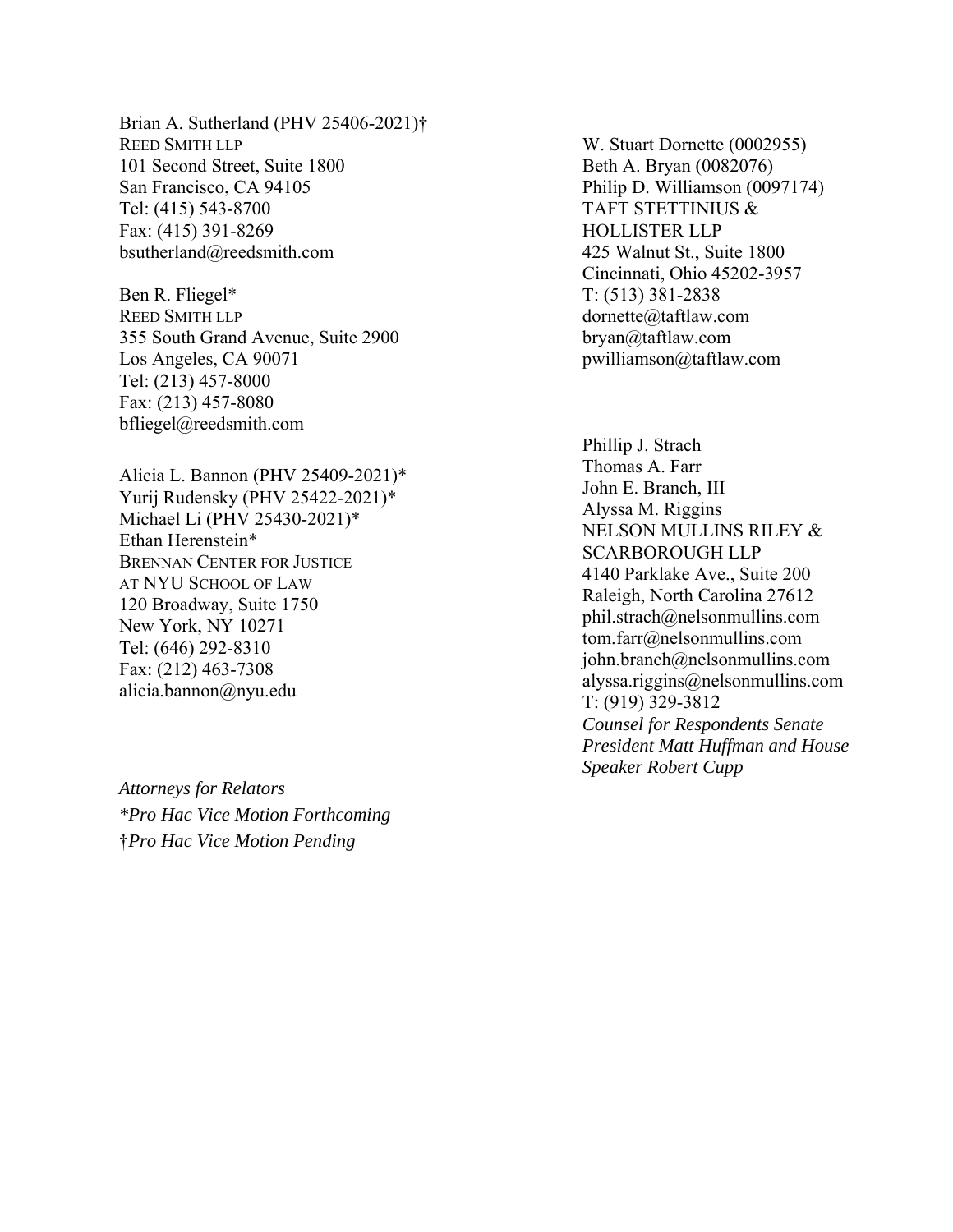Brian A. Sutherland (PHV 25406-2021)†
REED SMITH LLP
101 Second Street, Suite 1800
San Francisco, CA 94105
Tel: (415) 543-8700
Fax: (415) 391-8269
bsutherland@reedsmith.com

Ben R. Fliegel*
REED SMITH LLP
355 South Grand Avenue, Suite 2900
Los Angeles, CA 90071
Tel: (213) 457-8000
Fax: (213) 457-8080
bfliegel@reedsmith.com

Alicia L. Bannon (PHV 25409-2021)*
Yurij Rudensky (PHV 25422-2021)*
Michael Li (PHV 25430-2021)*
Ethan Herenstein*
BRENNAN CENTER FOR JUSTICE
AT NYU SCHOOL OF LAW
120 Broadway, Suite 1750
New York, NY 10271
Tel: (646) 292-8310
Fax: (212) 463-7308
alicia.bannon@nyu.edu

*Attorneys for Relators*
*\*Pro Hac Vice Motion Forthcoming*
†*Pro Hac Vice Motion Pending*

W. Stuart Dornette (0002955)
Beth A. Bryan (0082076)
Philip D. Williamson (0097174)
TAFT STETTINIUS &
HOLLISTER LLP
425 Walnut St., Suite 1800
Cincinnati, Ohio 45202-3957
T: (513) 381-2838
dornette@taftlaw.com
bryan@taftlaw.com
pwilliamson@taftlaw.com

Phillip J. Strach
Thomas A. Farr
John E. Branch, III
Alyssa M. Riggins
NELSON MULLINS RILEY &
SCARBOROUGH LLP
4140 Parklake Ave., Suite 200
Raleigh, North Carolina 27612
phil.strach@nelsonmullins.com
tom.farr@nelsonmullins.com
john.branch@nelsonmullins.com
alyssa.riggins@nelsonmullins.com
T: (919) 329-3812
*Counsel for Respondents Senate President Matt Huffman and House Speaker Robert Cupp*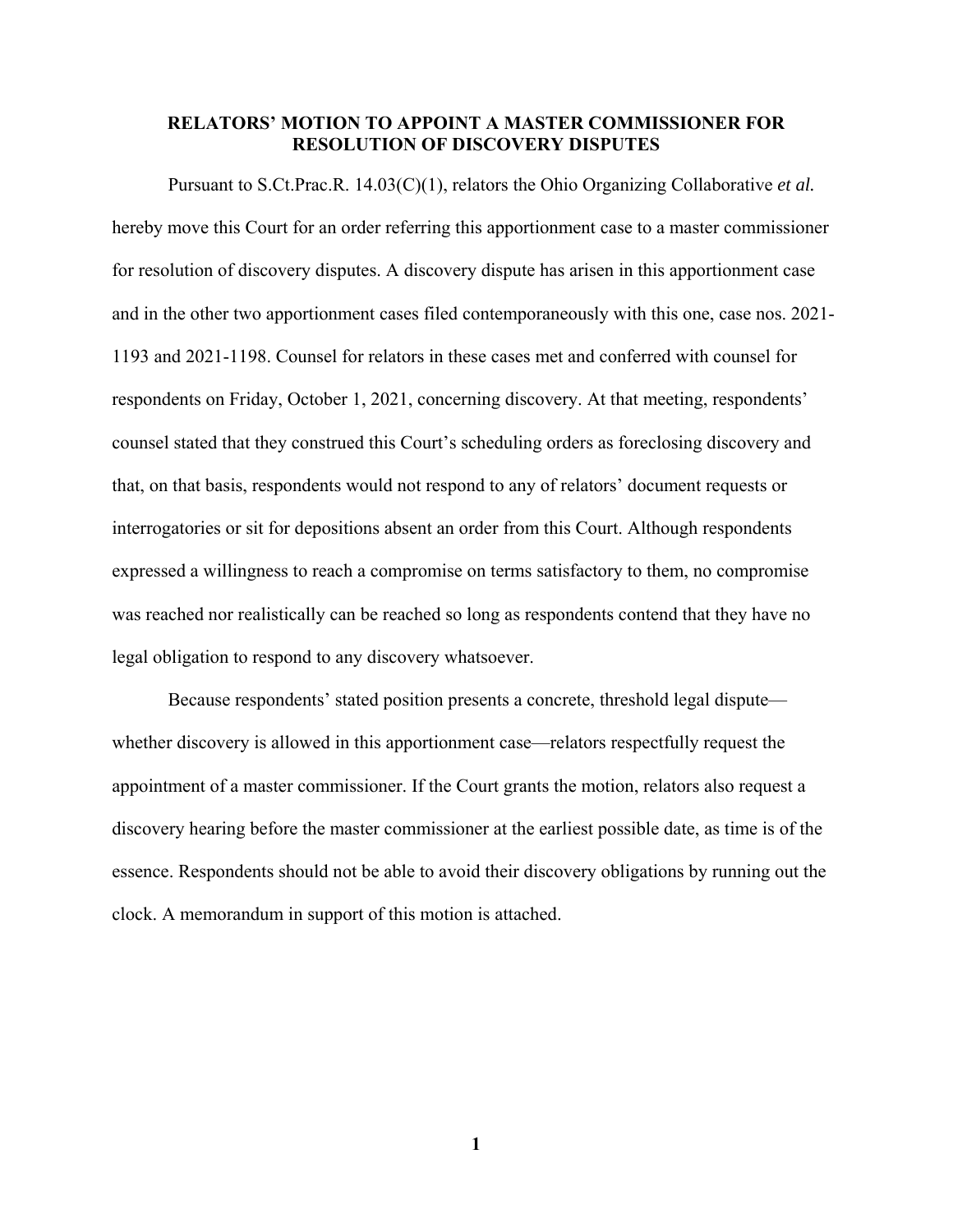# RELATORS' MOTION TO APPOINT A MASTER COMMISSIONER FOR RESOLUTION OF DISCOVERY DISPUTES

Pursuant to S.Ct.Prac.R. 14.03(C)(1), relators the Ohio Organizing Collaborative *et al.* hereby move this Court for an order referring this apportionment case to a master commissioner for resolution of discovery disputes. A discovery dispute has arisen in this apportionment case and in the other two apportionment cases filed contemporaneously with this one, case nos. 2021-1193 and 2021-1198. Counsel for relators in these cases met and conferred with counsel for respondents on Friday, October 1, 2021, concerning discovery. At that meeting, respondents' counsel stated that they construed this Court's scheduling orders as foreclosing discovery and that, on that basis, respondents would not respond to any of relators' document requests or interrogatories or sit for depositions absent an order from this Court. Although respondents expressed a willingness to reach a compromise on terms satisfactory to them, no compromise was reached nor realistically can be reached so long as respondents contend that they have no legal obligation to respond to any discovery whatsoever.

Because respondents' stated position presents a concrete, threshold legal dispute—whether discovery is allowed in this apportionment case—relators respectfully request the appointment of a master commissioner. If the Court grants the motion, relators also request a discovery hearing before the master commissioner at the earliest possible date, as time is of the essence. Respondents should not be able to avoid their discovery obligations by running out the clock. A memorandum in support of this motion is attached.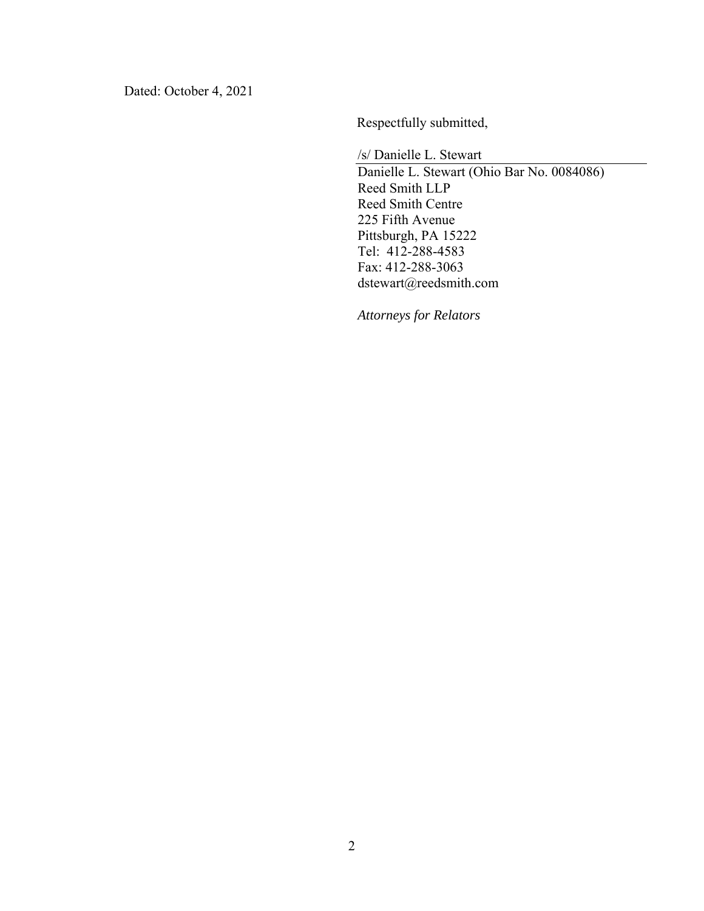Dated: October 4, 2021

Respectfully submitted,

/s/ Danielle L. Stewart

Danielle L. Stewart (Ohio Bar No. 0084086)
Reed Smith LLP
Reed Smith Centre
225 Fifth Avenue
Pittsburgh, PA 15222
Tel: 412-288-4583
Fax: 412-288-3063
dstewart@reedsmith.com

*Attorneys for Relators*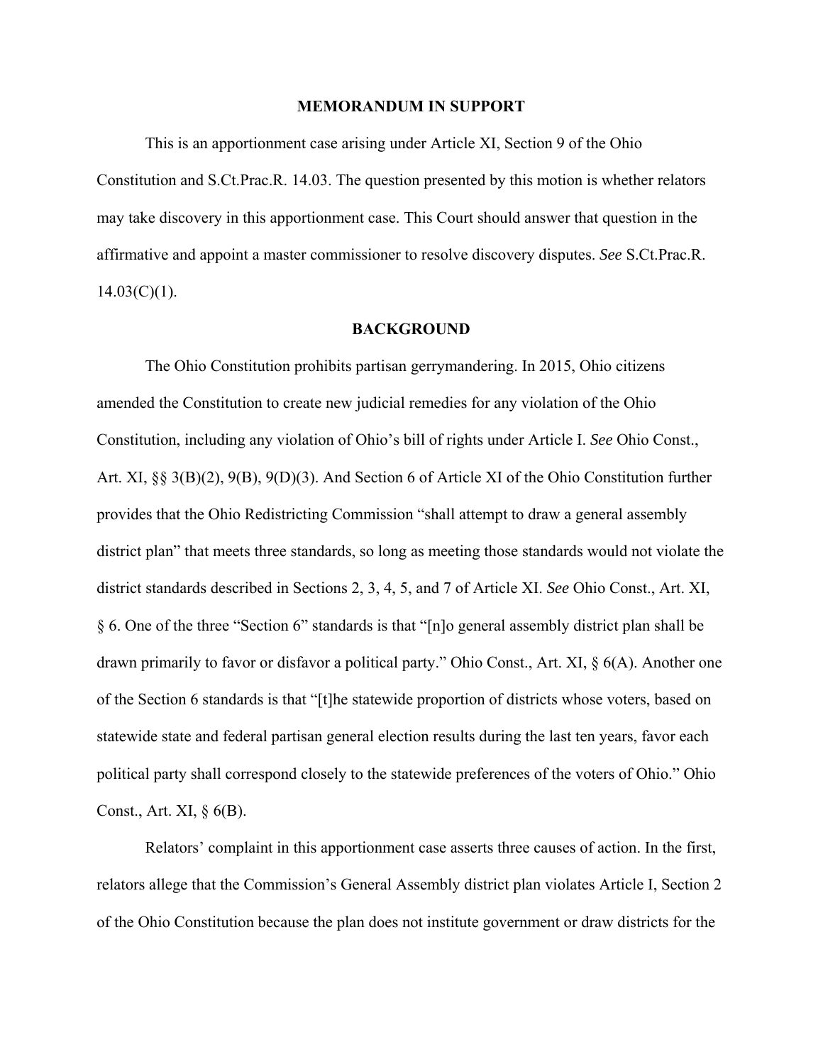## MEMORANDUM IN SUPPORT

This is an apportionment case arising under Article XI, Section 9 of the Ohio Constitution and S.Ct.Prac.R. 14.03. The question presented by this motion is whether relators may take discovery in this apportionment case. This Court should answer that question in the affirmative and appoint a master commissioner to resolve discovery disputes. *See* S.Ct.Prac.R. 14.03(C)(1).

## BACKGROUND

The Ohio Constitution prohibits partisan gerrymandering. In 2015, Ohio citizens amended the Constitution to create new judicial remedies for any violation of the Ohio Constitution, including any violation of Ohio's bill of rights under Article I. *See* Ohio Const., Art. XI, §§ 3(B)(2), 9(B), 9(D)(3). And Section 6 of Article XI of the Ohio Constitution further provides that the Ohio Redistricting Commission "shall attempt to draw a general assembly district plan" that meets three standards, so long as meeting those standards would not violate the district standards described in Sections 2, 3, 4, 5, and 7 of Article XI. *See* Ohio Const., Art. XI, § 6. One of the three "Section 6" standards is that "[n]o general assembly district plan shall be drawn primarily to favor or disfavor a political party." Ohio Const., Art. XI, § 6(A). Another one of the Section 6 standards is that "[t]he statewide proportion of districts whose voters, based on statewide state and federal partisan general election results during the last ten years, favor each political party shall correspond closely to the statewide preferences of the voters of Ohio." Ohio Const., Art. XI, § 6(B).

Relators' complaint in this apportionment case asserts three causes of action. In the first, relators allege that the Commission's General Assembly district plan violates Article I, Section 2 of the Ohio Constitution because the plan does not institute government or draw districts for the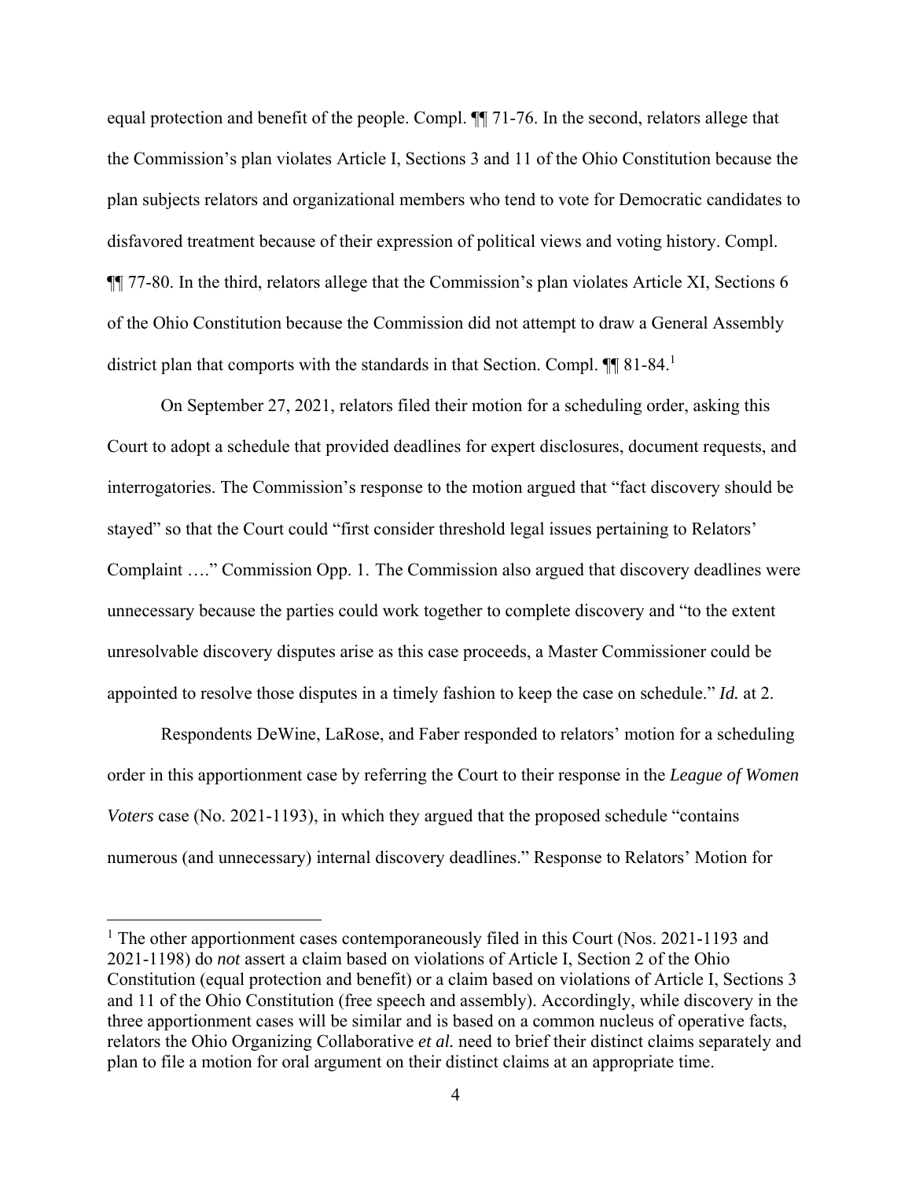equal protection and benefit of the people. Compl. ¶¶ 71-76. In the second, relators allege that the Commission's plan violates Article I, Sections 3 and 11 of the Ohio Constitution because the plan subjects relators and organizational members who tend to vote for Democratic candidates to disfavored treatment because of their expression of political views and voting history. Compl. ¶¶ 77-80. In the third, relators allege that the Commission's plan violates Article XI, Sections 6 of the Ohio Constitution because the Commission did not attempt to draw a General Assembly district plan that comports with the standards in that Section. Compl. ¶¶ 81-84.[1]

On September 27, 2021, relators filed their motion for a scheduling order, asking this Court to adopt a schedule that provided deadlines for expert disclosures, document requests, and interrogatories. The Commission's response to the motion argued that "fact discovery should be stayed" so that the Court could "first consider threshold legal issues pertaining to Relators' Complaint …." Commission Opp. 1. The Commission also argued that discovery deadlines were unnecessary because the parties could work together to complete discovery and "to the extent unresolvable discovery disputes arise as this case proceeds, a Master Commissioner could be appointed to resolve those disputes in a timely fashion to keep the case on schedule." *Id.* at 2.

Respondents DeWine, LaRose, and Faber responded to relators' motion for a scheduling order in this apportionment case by referring the Court to their response in the *League of Women Voters* case (No. 2021-1193), in which they argued that the proposed schedule "contains numerous (and unnecessary) internal discovery deadlines." Response to Relators' Motion for

[1] The other apportionment cases contemporaneously filed in this Court (Nos. 2021-1193 and 2021-1198) do *not* assert a claim based on violations of Article I, Section 2 of the Ohio Constitution (equal protection and benefit) or a claim based on violations of Article I, Sections 3 and 11 of the Ohio Constitution (free speech and assembly). Accordingly, while discovery in the three apportionment cases will be similar and is based on a common nucleus of operative facts, relators the Ohio Organizing Collaborative *et al.* need to brief their distinct claims separately and plan to file a motion for oral argument on their distinct claims at an appropriate time.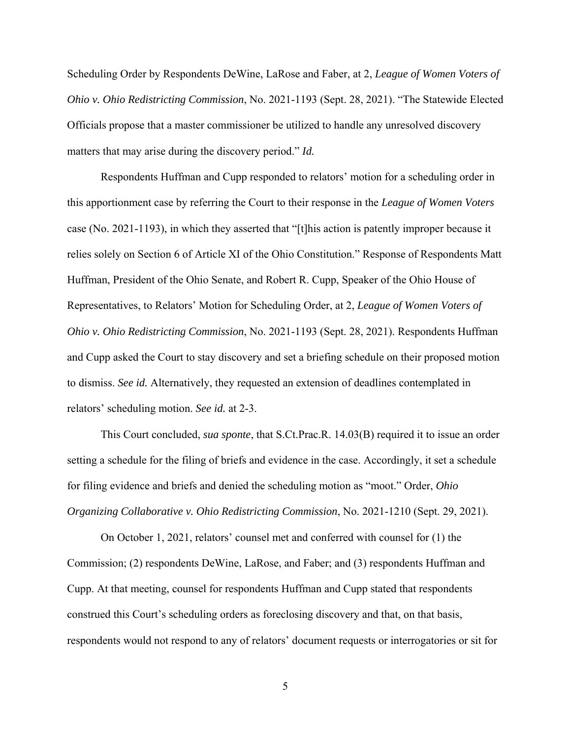Scheduling Order by Respondents DeWine, LaRose and Faber, at 2, *League of Women Voters of Ohio v. Ohio Redistricting Commission*, No. 2021-1193 (Sept. 28, 2021). "The Statewide Elected Officials propose that a master commissioner be utilized to handle any unresolved discovery matters that may arise during the discovery period." *Id.*

Respondents Huffman and Cupp responded to relators' motion for a scheduling order in this apportionment case by referring the Court to their response in the *League of Women Voters* case (No. 2021-1193), in which they asserted that "[t]his action is patently improper because it relies solely on Section 6 of Article XI of the Ohio Constitution." Response of Respondents Matt Huffman, President of the Ohio Senate, and Robert R. Cupp, Speaker of the Ohio House of Representatives, to Relators' Motion for Scheduling Order, at 2, *League of Women Voters of Ohio v. Ohio Redistricting Commission*, No. 2021-1193 (Sept. 28, 2021). Respondents Huffman and Cupp asked the Court to stay discovery and set a briefing schedule on their proposed motion to dismiss. *See id.* Alternatively, they requested an extension of deadlines contemplated in relators' scheduling motion. *See id.* at 2-3.

This Court concluded, *sua sponte*, that S.Ct.Prac.R. 14.03(B) required it to issue an order setting a schedule for the filing of briefs and evidence in the case. Accordingly, it set a schedule for filing evidence and briefs and denied the scheduling motion as "moot." Order, *Ohio Organizing Collaborative v. Ohio Redistricting Commission*, No. 2021-1210 (Sept. 29, 2021).

On October 1, 2021, relators' counsel met and conferred with counsel for (1) the Commission; (2) respondents DeWine, LaRose, and Faber; and (3) respondents Huffman and Cupp. At that meeting, counsel for respondents Huffman and Cupp stated that respondents construed this Court's scheduling orders as foreclosing discovery and that, on that basis, respondents would not respond to any of relators' document requests or interrogatories or sit for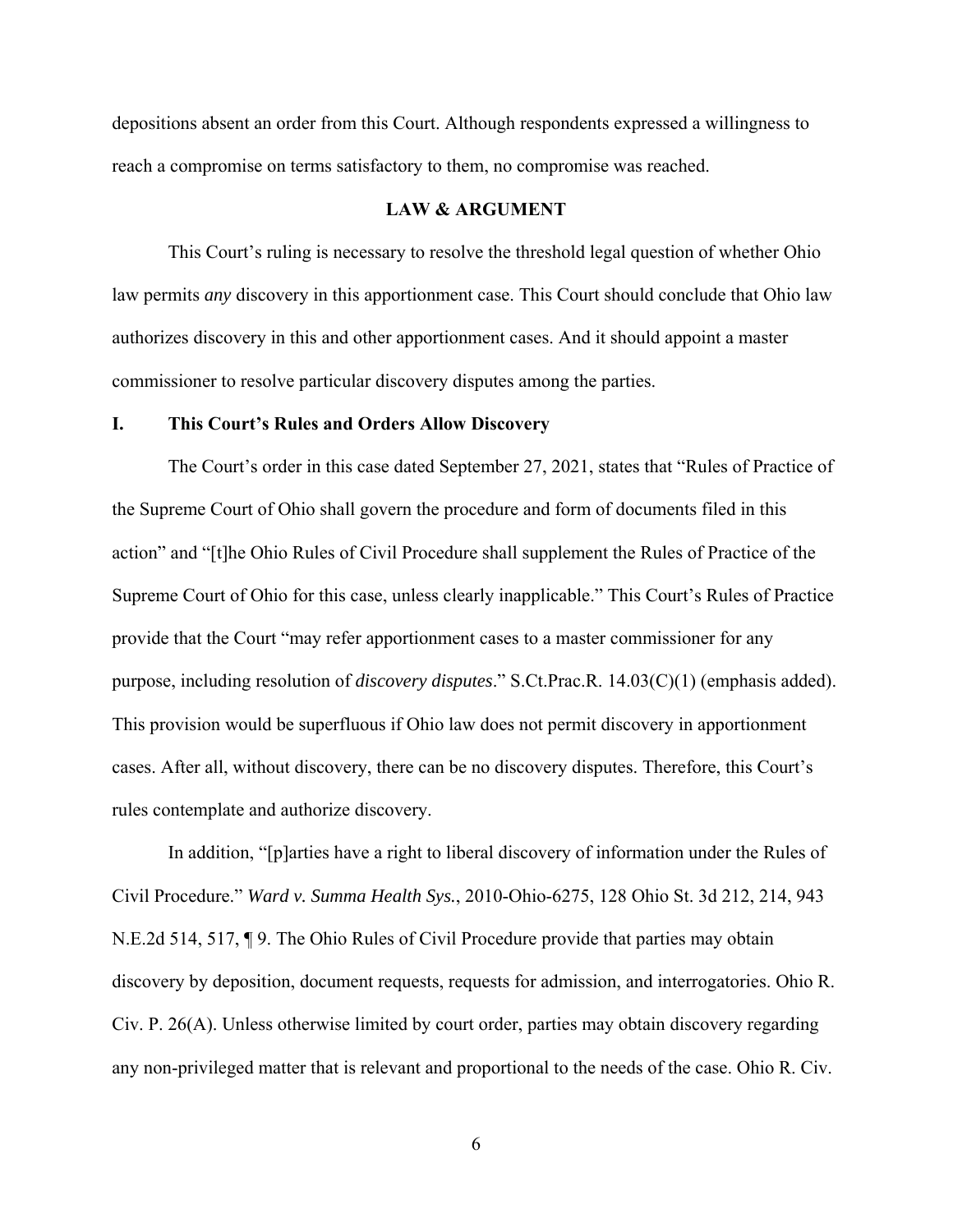depositions absent an order from this Court. Although respondents expressed a willingness to reach a compromise on terms satisfactory to them, no compromise was reached.

## LAW & ARGUMENT

This Court's ruling is necessary to resolve the threshold legal question of whether Ohio law permits *any* discovery in this apportionment case. This Court should conclude that Ohio law authorizes discovery in this and other apportionment cases. And it should appoint a master commissioner to resolve particular discovery disputes among the parties.

### I. This Court's Rules and Orders Allow Discovery

The Court's order in this case dated September 27, 2021, states that "Rules of Practice of the Supreme Court of Ohio shall govern the procedure and form of documents filed in this action" and "[t]he Ohio Rules of Civil Procedure shall supplement the Rules of Practice of the Supreme Court of Ohio for this case, unless clearly inapplicable." This Court's Rules of Practice provide that the Court "may refer apportionment cases to a master commissioner for any purpose, including resolution of *discovery disputes*." S.Ct.Prac.R. 14.03(C)(1) (emphasis added). This provision would be superfluous if Ohio law does not permit discovery in apportionment cases. After all, without discovery, there can be no discovery disputes. Therefore, this Court's rules contemplate and authorize discovery.

In addition, "[p]arties have a right to liberal discovery of information under the Rules of Civil Procedure." *Ward v. Summa Health Sys.*, 2010-Ohio-6275, 128 Ohio St. 3d 212, 214, 943 N.E.2d 514, 517, ¶ 9. The Ohio Rules of Civil Procedure provide that parties may obtain discovery by deposition, document requests, requests for admission, and interrogatories. Ohio R. Civ. P. 26(A). Unless otherwise limited by court order, parties may obtain discovery regarding any non-privileged matter that is relevant and proportional to the needs of the case. Ohio R. Civ.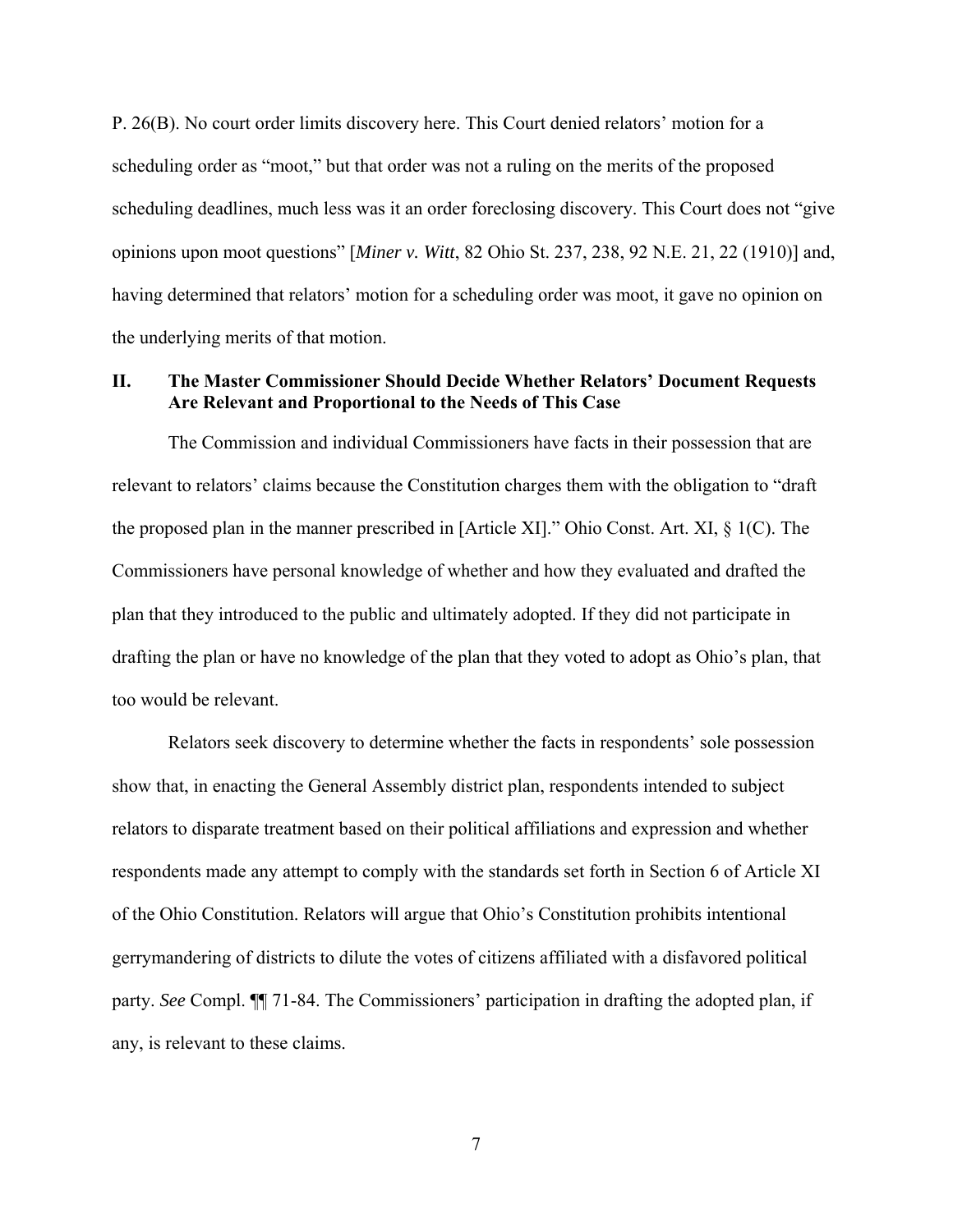P. 26(B). No court order limits discovery here. This Court denied relators' motion for a scheduling order as "moot," but that order was not a ruling on the merits of the proposed scheduling deadlines, much less was it an order foreclosing discovery. This Court does not "give opinions upon moot questions" [*Miner v. Witt*, 82 Ohio St. 237, 238, 92 N.E. 21, 22 (1910)] and, having determined that relators' motion for a scheduling order was moot, it gave no opinion on the underlying merits of that motion.

## II. The Master Commissioner Should Decide Whether Relators' Document Requests Are Relevant and Proportional to the Needs of This Case

The Commission and individual Commissioners have facts in their possession that are relevant to relators' claims because the Constitution charges them with the obligation to "draft the proposed plan in the manner prescribed in [Article XI]." Ohio Const. Art. XI, § 1(C). The Commissioners have personal knowledge of whether and how they evaluated and drafted the plan that they introduced to the public and ultimately adopted. If they did not participate in drafting the plan or have no knowledge of the plan that they voted to adopt as Ohio's plan, that too would be relevant.

Relators seek discovery to determine whether the facts in respondents' sole possession show that, in enacting the General Assembly district plan, respondents intended to subject relators to disparate treatment based on their political affiliations and expression and whether respondents made any attempt to comply with the standards set forth in Section 6 of Article XI of the Ohio Constitution. Relators will argue that Ohio's Constitution prohibits intentional gerrymandering of districts to dilute the votes of citizens affiliated with a disfavored political party. *See* Compl. ¶¶ 71-84. The Commissioners' participation in drafting the adopted plan, if any, is relevant to these claims.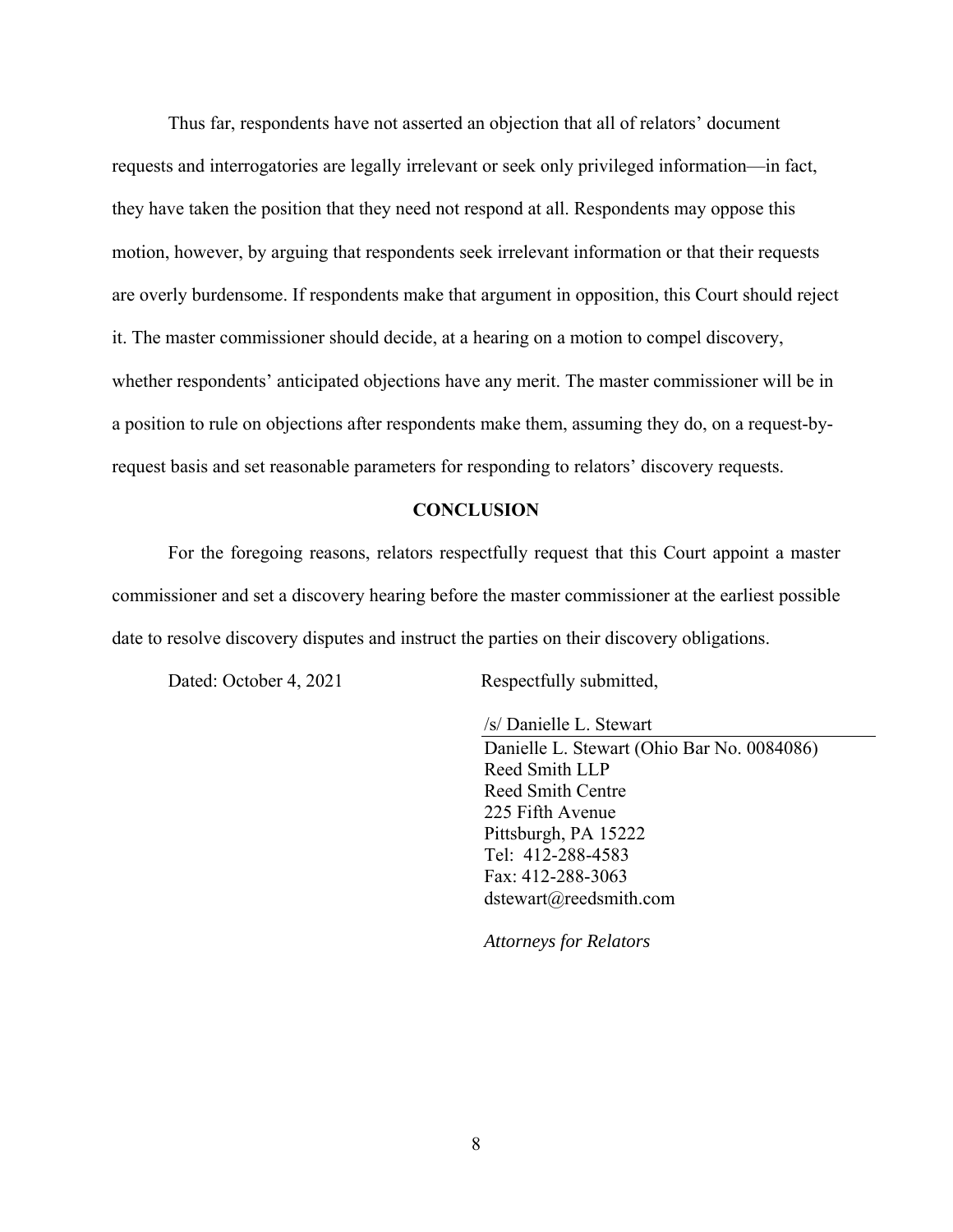Thus far, respondents have not asserted an objection that all of relators' document requests and interrogatories are legally irrelevant or seek only privileged information—in fact, they have taken the position that they need not respond at all. Respondents may oppose this motion, however, by arguing that respondents seek irrelevant information or that their requests are overly burdensome. If respondents make that argument in opposition, this Court should reject it. The master commissioner should decide, at a hearing on a motion to compel discovery, whether respondents' anticipated objections have any merit. The master commissioner will be in a position to rule on objections after respondents make them, assuming they do, on a request-by-request basis and set reasonable parameters for responding to relators' discovery requests.

## CONCLUSION

For the foregoing reasons, relators respectfully request that this Court appoint a master commissioner and set a discovery hearing before the master commissioner at the earliest possible date to resolve discovery disputes and instruct the parties on their discovery obligations.

Dated: October 4, 2021

Respectfully submitted,

/s/ Danielle L. Stewart

Danielle L. Stewart (Ohio Bar No. 0084086)
Reed Smith LLP
Reed Smith Centre
225 Fifth Avenue
Pittsburgh, PA 15222
Tel: 412-288-4583
Fax: 412-288-3063
dstewart@reedsmith.com

*Attorneys for Relators*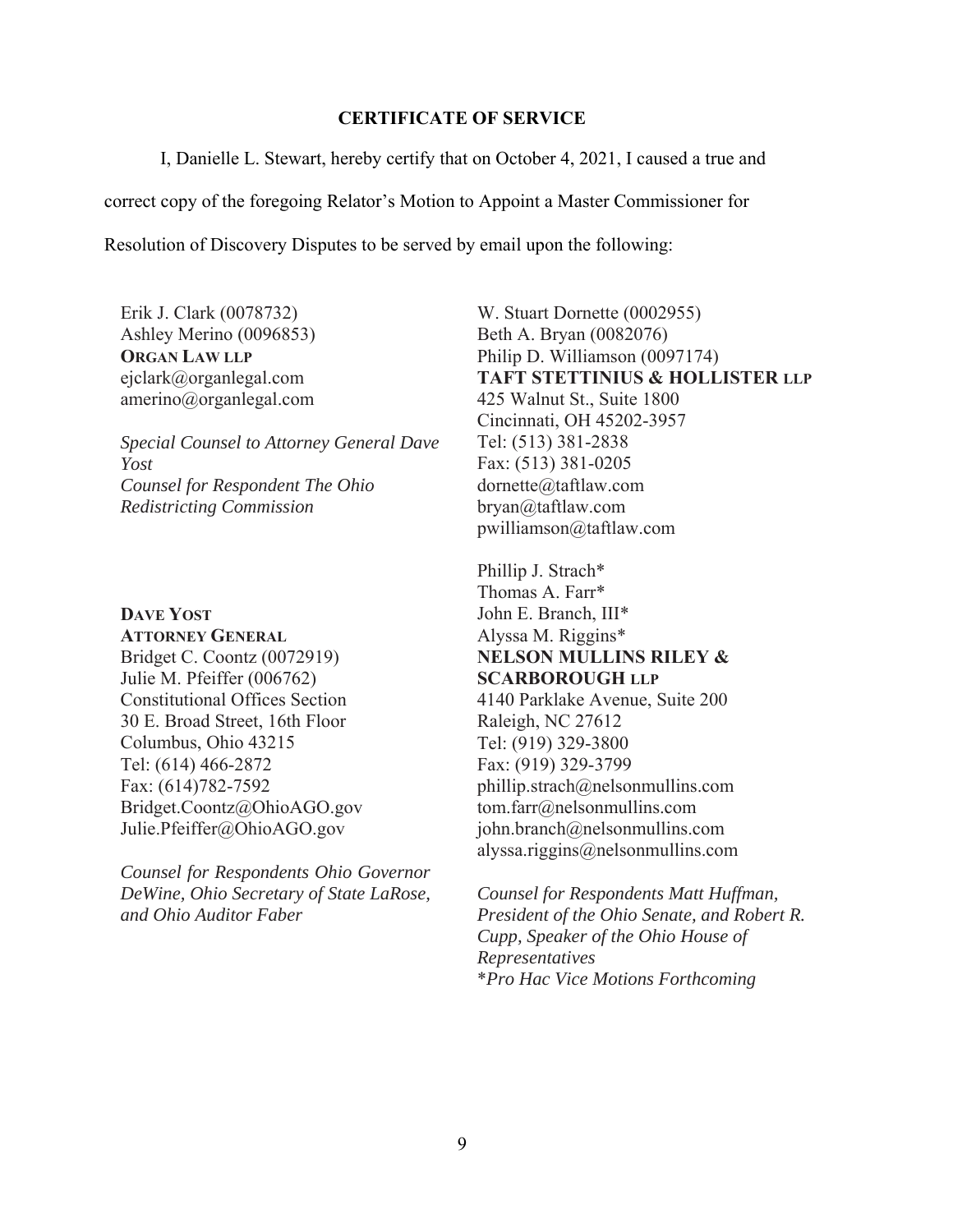## CERTIFICATE OF SERVICE

I, Danielle L. Stewart, hereby certify that on October 4, 2021, I caused a true and correct copy of the foregoing Relator's Motion to Appoint a Master Commissioner for Resolution of Discovery Disputes to be served by email upon the following:

Erik J. Clark (0078732)
Ashley Merino (0096853)
**ORGAN LAW LLP**
ejclark@organlegal.com
amerino@organlegal.com

*Special Counsel to Attorney General Dave Yost*
*Counsel for Respondent The Ohio Redistricting Commission*

**DAVE YOST**
**ATTORNEY GENERAL**
Bridget C. Coontz (0072919)
Julie M. Pfeiffer (006762)
Constitutional Offices Section
30 E. Broad Street, 16th Floor
Columbus, Ohio 43215
Tel: (614) 466-2872
Fax: (614)782-7592
Bridget.Coontz@OhioAGO.gov
Julie.Pfeiffer@OhioAGO.gov

*Counsel for Respondents Ohio Governor DeWine, Ohio Secretary of State LaRose, and Ohio Auditor Faber*

W. Stuart Dornette (0002955)
Beth A. Bryan (0082076)
Philip D. Williamson (0097174)
**TAFT STETTINIUS & HOLLISTER LLP**
425 Walnut St., Suite 1800
Cincinnati, OH 45202-3957
Tel: (513) 381-2838
Fax: (513) 381-0205
dornette@taftlaw.com
bryan@taftlaw.com
pwilliamson@taftlaw.com

Phillip J. Strach*
Thomas A. Farr*
John E. Branch, III*
Alyssa M. Riggins*
**NELSON MULLINS RILEY & SCARBOROUGH LLP**
4140 Parklake Avenue, Suite 200
Raleigh, NC 27612
Tel: (919) 329-3800
Fax: (919) 329-3799
phillip.strach@nelsonmullins.com
tom.farr@nelsonmullins.com
john.branch@nelsonmullins.com
alyssa.riggins@nelsonmullins.com

*Counsel for Respondents Matt Huffman, President of the Ohio Senate, and Robert R. Cupp, Speaker of the Ohio House of Representatives*
**Pro Hac Vice Motions Forthcoming*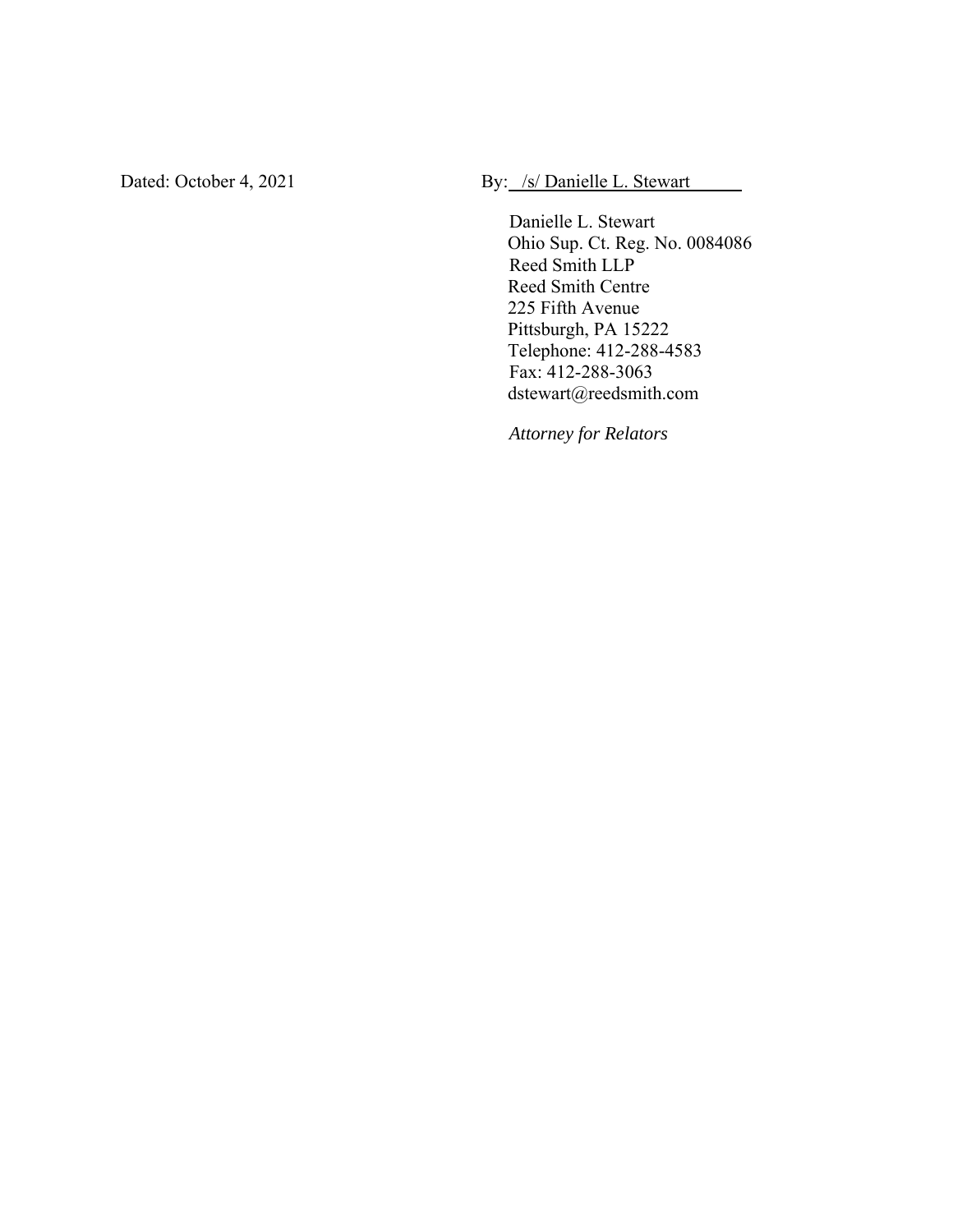Dated: October 4, 2021

By: /s/ Danielle L. Stewart

Danielle L. Stewart
Ohio Sup. Ct. Reg. No. 0084086
Reed Smith LLP
Reed Smith Centre
225 Fifth Avenue
Pittsburgh, PA 15222
Telephone: 412-288-4583
Fax: 412-288-3063
dstewart@reedsmith.com

*Attorney for Relators*